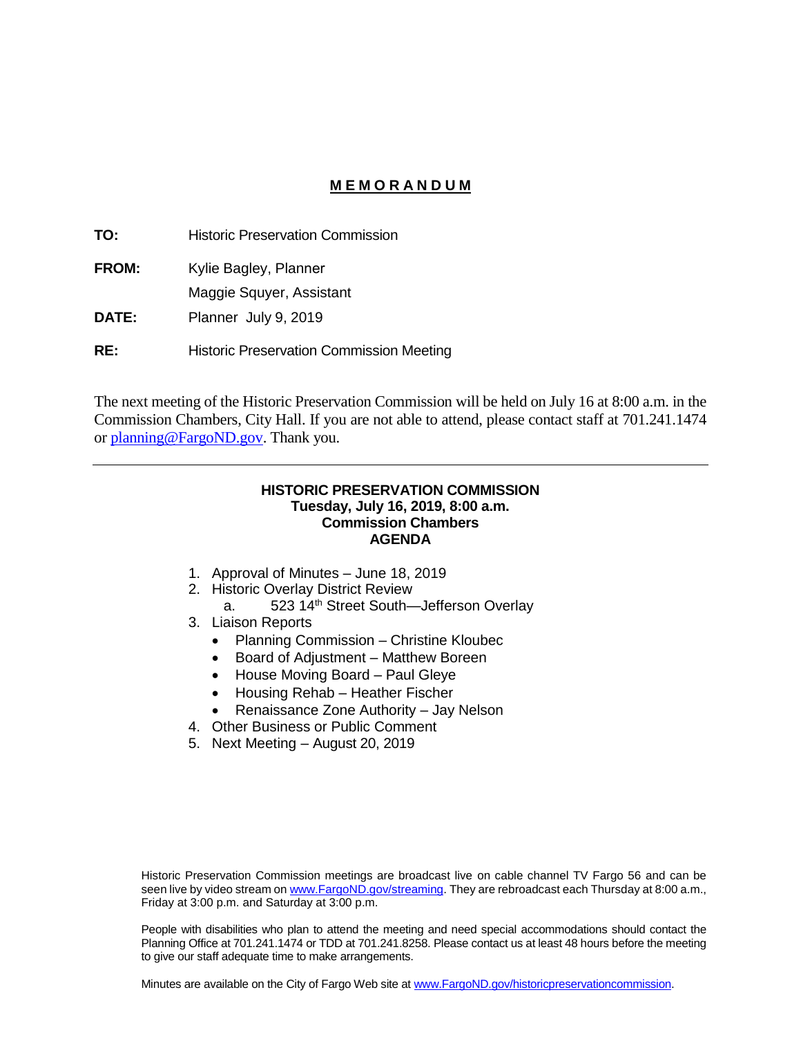## MEMORANDUM

**TO:** Historic Preservation Commission

**FROM:** Kylie Bagley, Planner
Maggie Squyer, Assistant

**DATE:** Planner July 9, 2019

**RE:** Historic Preservation Commission Meeting

The next meeting of the Historic Preservation Commission will be held on July 16 at 8:00 a.m. in the Commission Chambers, City Hall. If you are not able to attend, please contact staff at 701.241.1474 or planning@FargoND.gov. Thank you.

---

**HISTORIC PRESERVATION COMMISSION**
**Tuesday, July 16, 2019, 8:00 a.m.**
**Commission Chambers**
**AGENDA**

1. Approval of Minutes – June 18, 2019
2. Historic Overlay District Review
   a. 523 14th Street South—Jefferson Overlay
3. Liaison Reports
   - Planning Commission – Christine Kloubec
   - Board of Adjustment – Matthew Boreen
   - House Moving Board – Paul Gleye
   - Housing Rehab – Heather Fischer
   - Renaissance Zone Authority – Jay Nelson
4. Other Business or Public Comment
5. Next Meeting – August 20, 2019

Historic Preservation Commission meetings are broadcast live on cable channel TV Fargo 56 and can be seen live by video stream on www.FargoND.gov/streaming. They are rebroadcast each Thursday at 8:00 a.m., Friday at 3:00 p.m. and Saturday at 3:00 p.m.

People with disabilities who plan to attend the meeting and need special accommodations should contact the Planning Office at 701.241.1474 or TDD at 701.241.8258. Please contact us at least 48 hours before the meeting to give our staff adequate time to make arrangements.

Minutes are available on the City of Fargo Web site at www.FargoND.gov/historicpreservationcommission.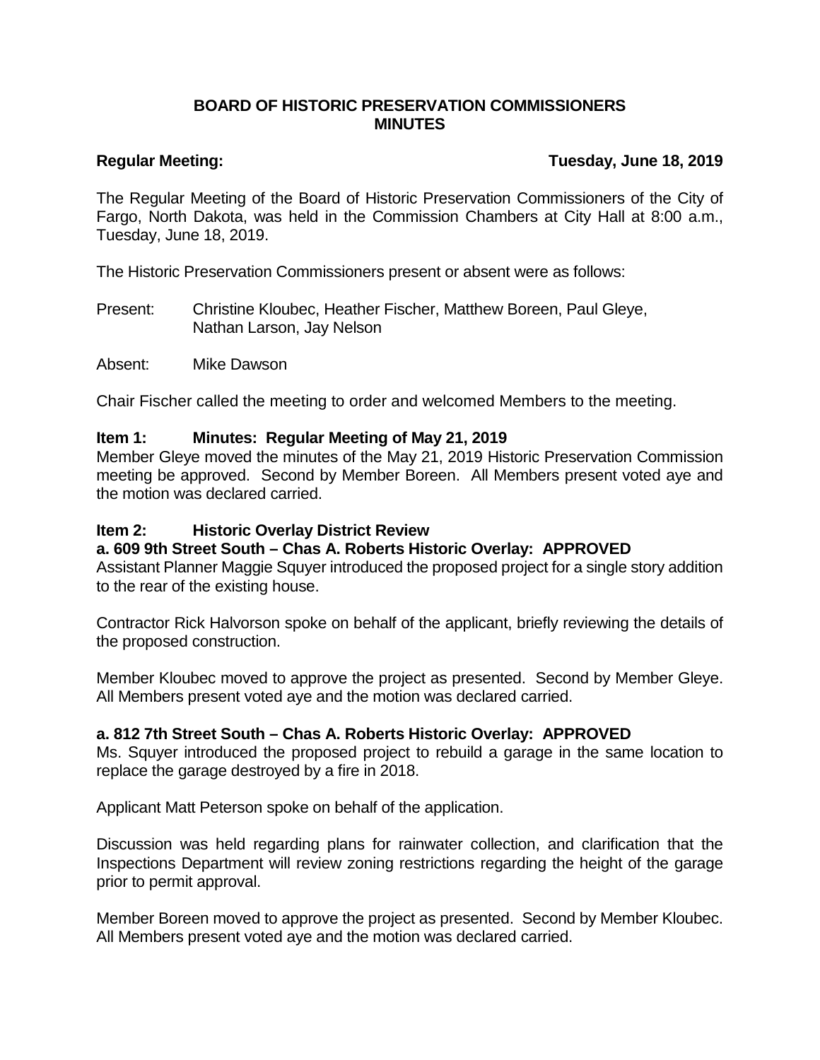## BOARD OF HISTORIC PRESERVATION COMMISSIONERS MINUTES

**Regular Meeting:** **Tuesday, June 18, 2019**

The Regular Meeting of the Board of Historic Preservation Commissioners of the City of Fargo, North Dakota, was held in the Commission Chambers at City Hall at 8:00 a.m., Tuesday, June 18, 2019.

The Historic Preservation Commissioners present or absent were as follows:

Present: Christine Kloubec, Heather Fischer, Matthew Boreen, Paul Gleye, Nathan Larson, Jay Nelson

Absent: Mike Dawson

Chair Fischer called the meeting to order and welcomed Members to the meeting.

### Item 1: Minutes: Regular Meeting of May 21, 2019

Member Gleye moved the minutes of the May 21, 2019 Historic Preservation Commission meeting be approved. Second by Member Boreen. All Members present voted aye and the motion was declared carried.

### Item 2: Historic Overlay District Review

**a. 609 9th Street South – Chas A. Roberts Historic Overlay: APPROVED**

Assistant Planner Maggie Squyer introduced the proposed project for a single story addition to the rear of the existing house.

Contractor Rick Halvorson spoke on behalf of the applicant, briefly reviewing the details of the proposed construction.

Member Kloubec moved to approve the project as presented. Second by Member Gleye. All Members present voted aye and the motion was declared carried.

**a. 812 7th Street South – Chas A. Roberts Historic Overlay: APPROVED**

Ms. Squyer introduced the proposed project to rebuild a garage in the same location to replace the garage destroyed by a fire in 2018.

Applicant Matt Peterson spoke on behalf of the application.

Discussion was held regarding plans for rainwater collection, and clarification that the Inspections Department will review zoning restrictions regarding the height of the garage prior to permit approval.

Member Boreen moved to approve the project as presented. Second by Member Kloubec. All Members present voted aye and the motion was declared carried.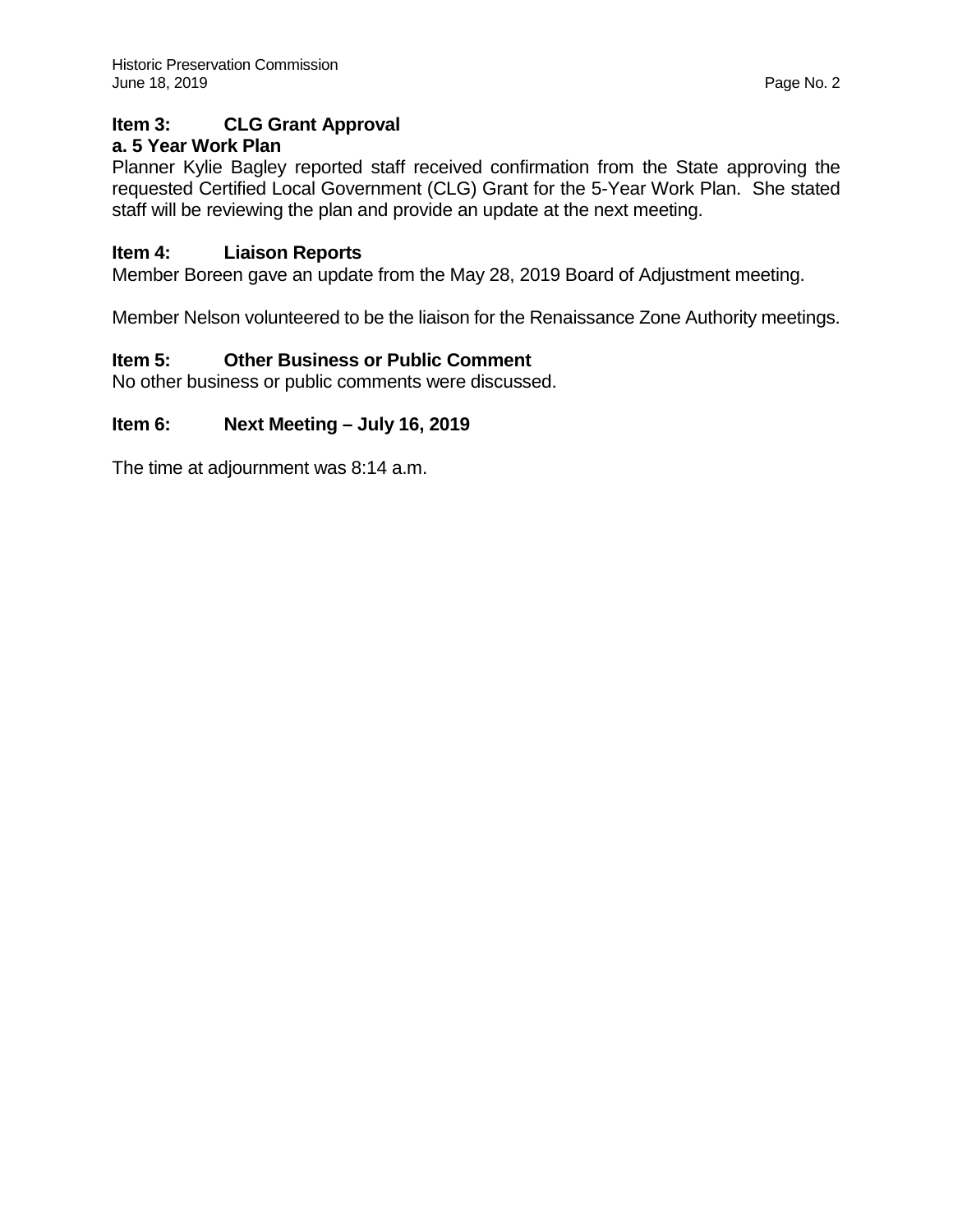### Item 3: CLG Grant Approval

**a. 5 Year Work Plan**

Planner Kylie Bagley reported staff received confirmation from the State approving the requested Certified Local Government (CLG) Grant for the 5-Year Work Plan. She stated staff will be reviewing the plan and provide an update at the next meeting.

### Item 4: Liaison Reports

Member Boreen gave an update from the May 28, 2019 Board of Adjustment meeting.

Member Nelson volunteered to be the liaison for the Renaissance Zone Authority meetings.

### Item 5: Other Business or Public Comment

No other business or public comments were discussed.

### Item 6: Next Meeting – July 16, 2019

The time at adjournment was 8:14 a.m.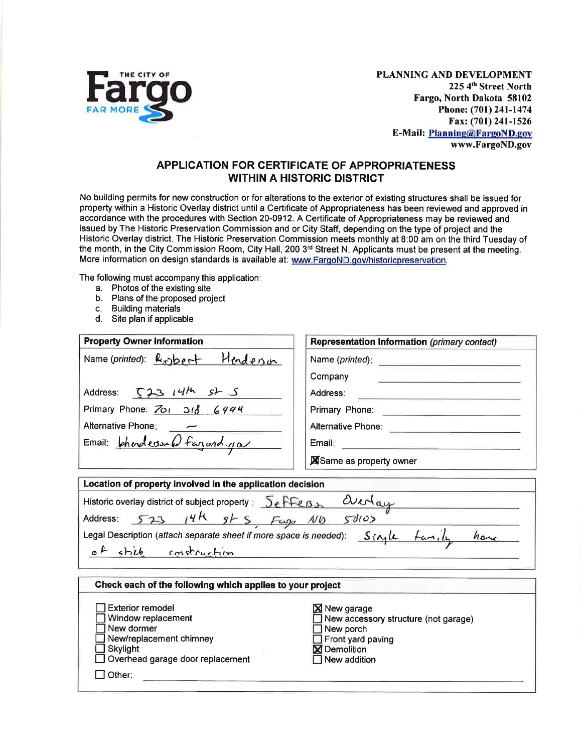THE CITY OF **Fargo** FAR MORE

**PLANNING AND DEVELOPMENT**
**225 4th Street North**
**Fargo, North Dakota 58102**
**Phone: (701) 241-1474**
**Fax: (701) 241-1526**
**E-Mail: Planning@FargoND.gov**
**www.FargoND.gov**

## APPLICATION FOR CERTIFICATE OF APPROPRIATENESS WITHIN A HISTORIC DISTRICT

No building permits for new construction or for alterations to the exterior of existing structures shall be issued for property within a Historic Overlay district until a Certificate of Appropriateness has been reviewed and approved in accordance with the procedures with Section 20-0912. A Certificate of Appropriateness may be reviewed and issued by The Historic Preservation Commission and or City Staff, depending on the type of project and the Historic Overlay district. The Historic Preservation Commission meets monthly at 8:00 am on the third Tuesday of the month, in the City Commission Room, City Hall, 200 3rd Street N. Applicants must be present at the meeting. More information on design standards is available at: www.FargoND.gov/historicpreservation.

The following must accompany this application:

a. Photos of the existing site
b. Plans of the proposed project
c. Building materials
d. Site plan if applicable

| **Property Owner Information** | **Representation Information** *(primary contact)* |
|---|---|
| Name *(printed)*: Robert Henderson | Name *(printed)*: |
| | Company |
| Address: 523 14th St S | Address: |
| Primary Phone: 701 318 6944 | Primary Phone: |
| Alternative Phone: – | Alternative Phone: |
| Email: bhenderson@fargond.gov | Email: |
| | ☒ Same as property owner |

**Location of property involved in the application decision**

Historic overlay district of subject property: Jefferson Overlay

Address: 523 14th St S, Fargo ND 58103

Legal Description *(attach separate sheet if more space is needed)*: Single family home of stick construction

**Check each of the following which applies to your project**

- ☐ Exterior remodel
- ☐ Window replacement
- ☐ New dormer
- ☐ New/replacement chimney
- ☐ Skylight
- ☐ Overhead garage door replacement
- ☒ New garage
- ☐ New accessory structure (not garage)
- ☐ New porch
- ☐ Front yard paving
- ☒ Demolition
- ☐ New addition
- ☐ Other: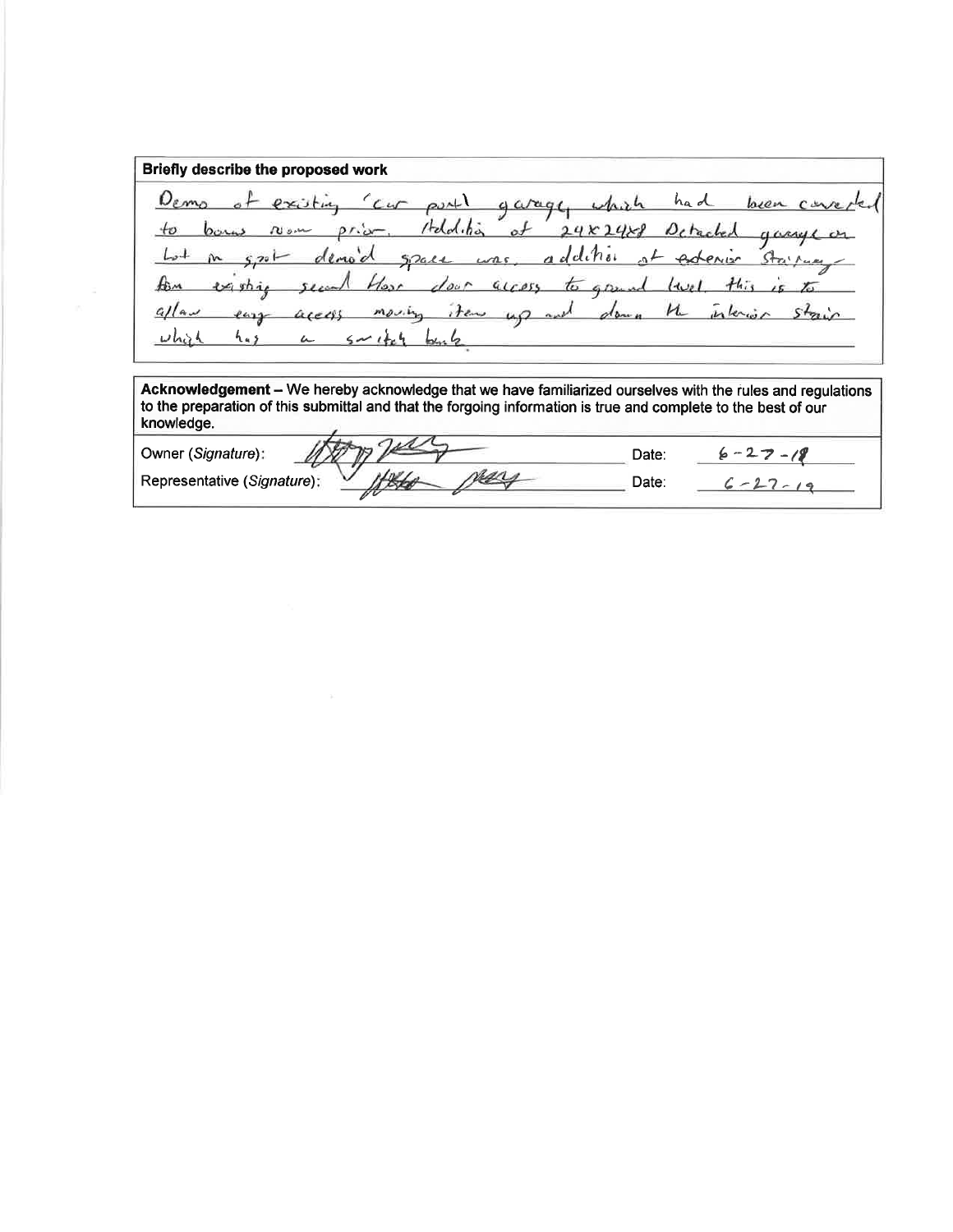**Briefly describe the proposed work**

Demo of existing 'car port' garage, which had been converted to bonus room prior. Addition of 24x24x8 Detached garage on lot in spot demo'd space was. addition of exterior Stairway from existing second floor door access to ground level. this is to allow easy access moving items up and down the interior stair which has a switch back.

**Acknowledgement** – We hereby acknowledge that we have familiarized ourselves with the rules and regulations to the preparation of this submittal and that the forgoing information is true and complete to the best of our knowledge.

| | | | |
|---|---|---|---|
| Owner (*Signature*): | [signature] | Date: | 6-27-19 |
| Representative (*Signature*): | [signature] | Date: | 6-27-19 |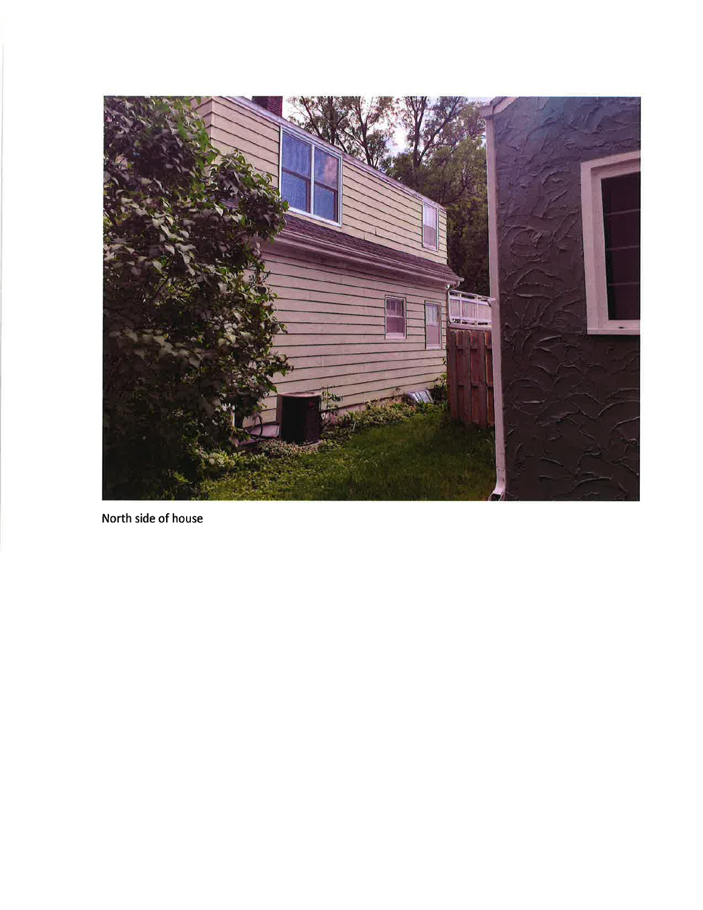North side of house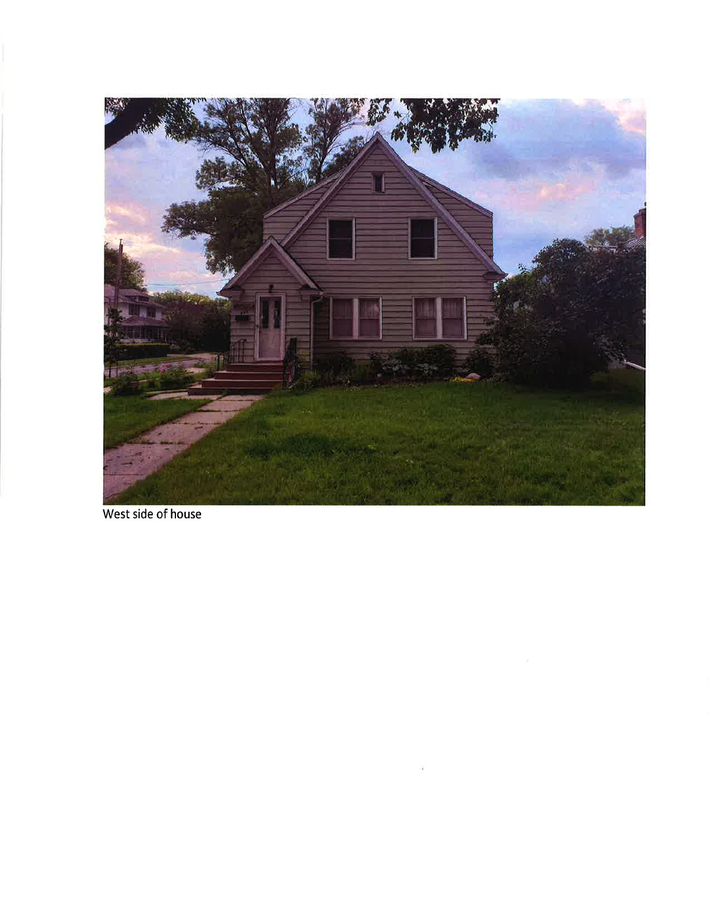West side of house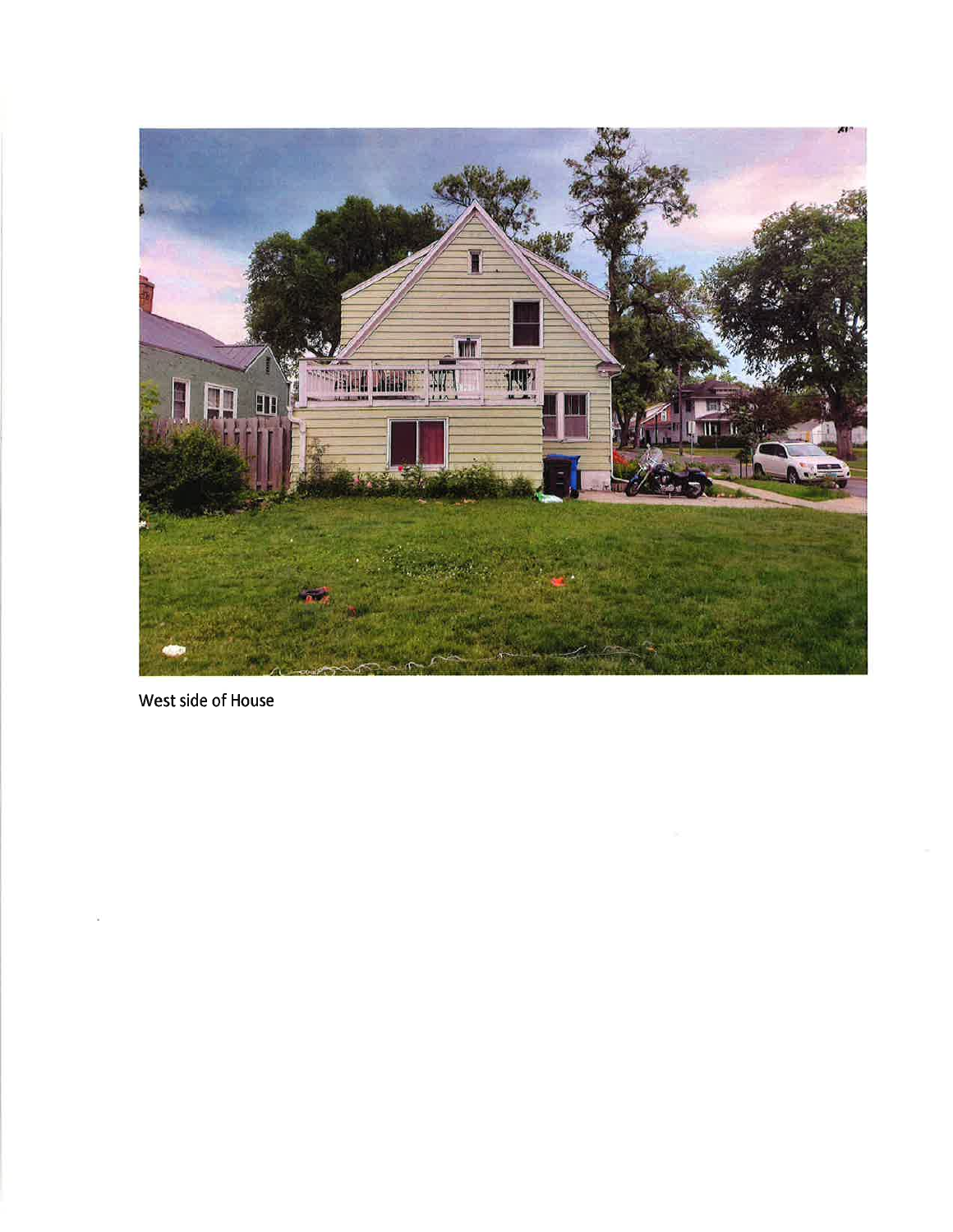West side of House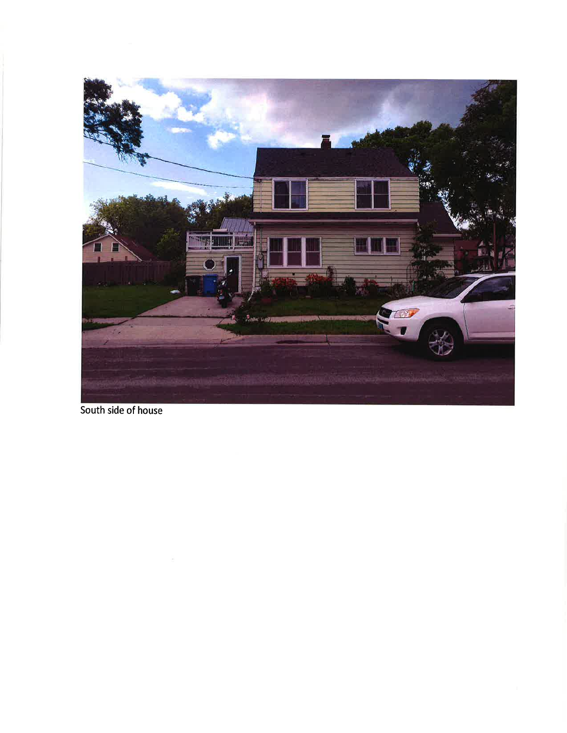South side of house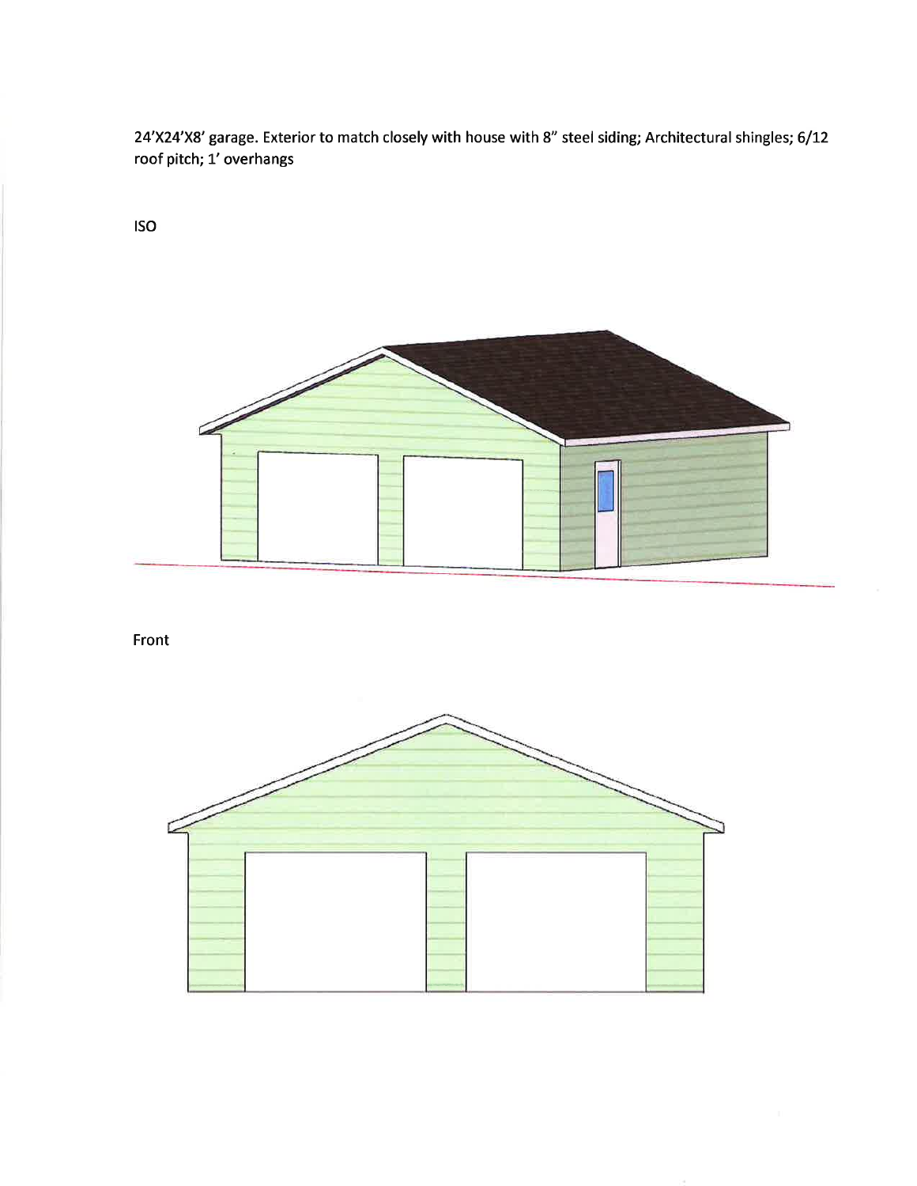24'X24'X8' garage. Exterior to match closely with house with 8" steel siding; Architectural shingles; 6/12 roof pitch; 1' overhangs

ISO

Front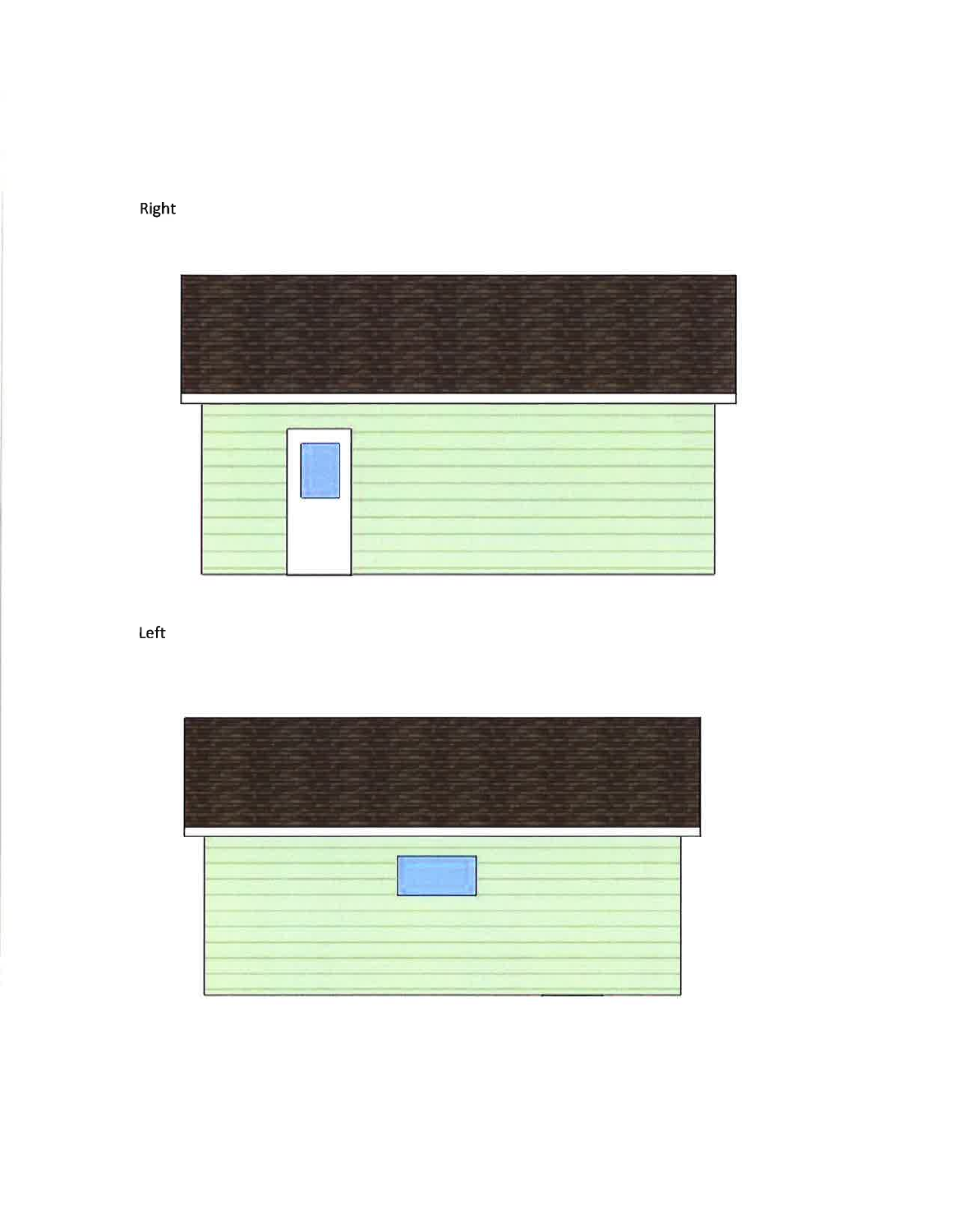Right

Left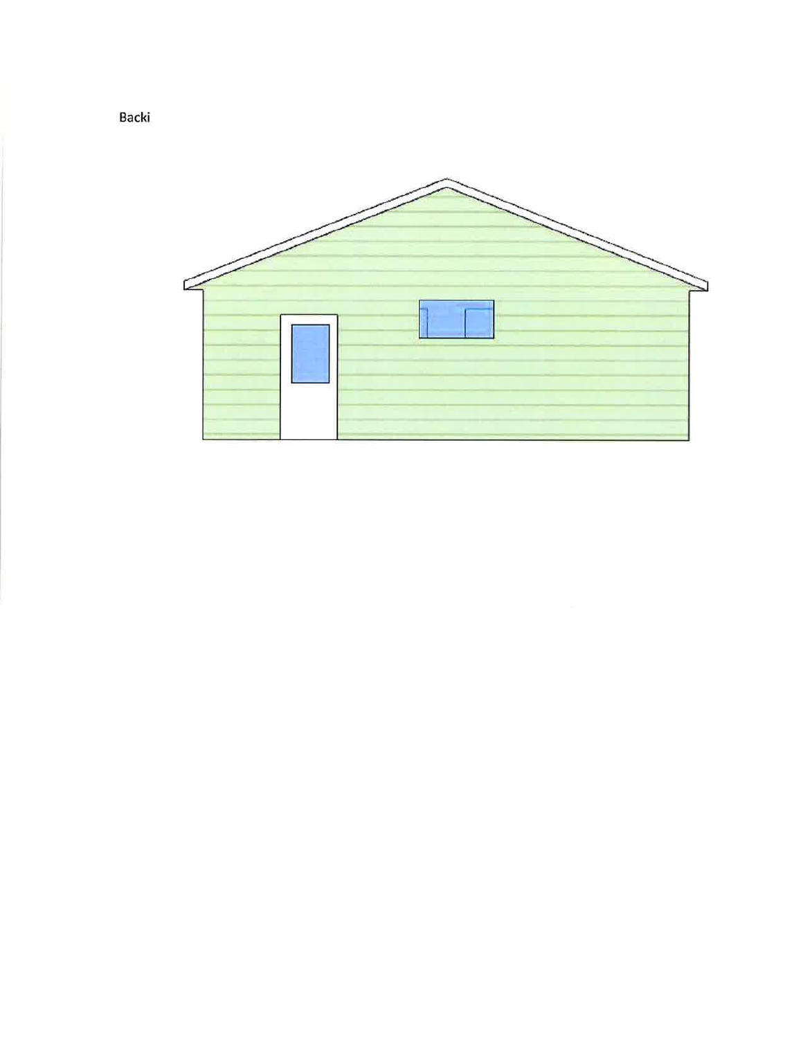Backi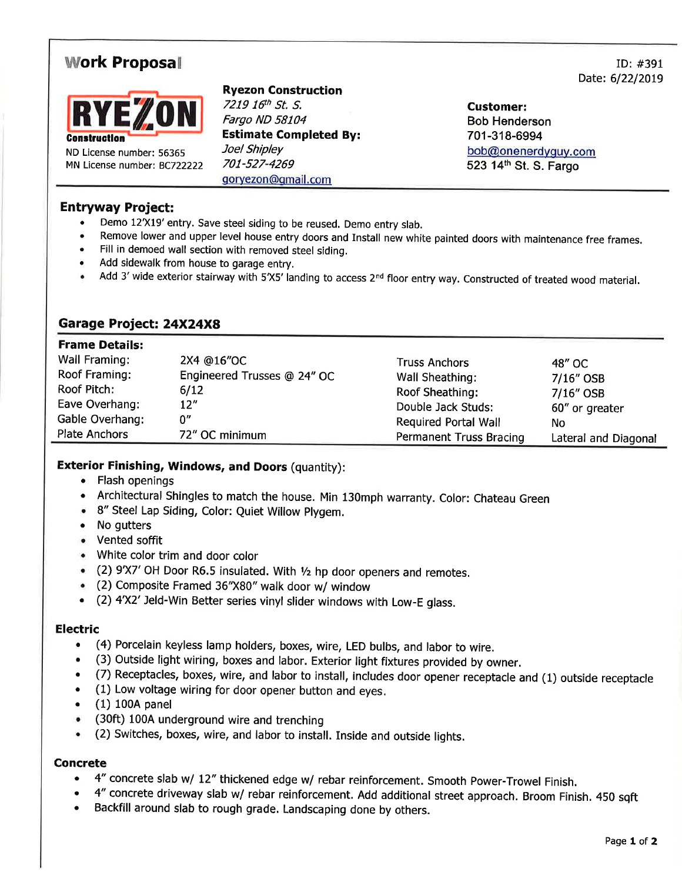# Work Proposal

ID: #391
Date: 6/22/2019

RYEZON Construction
ND License number: 56365
MN License number: BC722222

**Ryezon Construction**
*7219 16th St. S.*
*Fargo ND 58104*
**Estimate Completed By:**
*Joel Shipley*
*701-527-4269*
goryezon@gmail.com

**Customer:**
Bob Henderson
701-318-6994
bob@onenerdyguy.com
523 14th St. S. Fargo

## Entryway Project:

- Demo 12'X19' entry. Save steel siding to be reused. Demo entry slab.
- Remove lower and upper level house entry doors and Install new white painted doors with maintenance free frames.
- Fill in demoed wall section with removed steel siding.
- Add sidewalk from house to garage entry.
- Add 3' wide exterior stairway with 5'X5' landing to access 2nd floor entry way. Constructed of treated wood material.

## Garage Project: 24X24X8

**Frame Details:**

| | | | |
|---|---|---|---|
| Wall Framing: | 2X4 @16"OC | Truss Anchors | 48" OC |
| Roof Framing: | Engineered Trusses @ 24" OC | Wall Sheathing: | 7/16" OSB |
| Roof Pitch: | 6/12 | Roof Sheathing: | 7/16" OSB |
| Eave Overhang: | 12" | Double Jack Studs: | 60" or greater |
| Gable Overhang: | 0" | Required Portal Wall | No |
| Plate Anchors | 72" OC minimum | Permanent Truss Bracing | Lateral and Diagonal |

### Exterior Finishing, Windows, and Doors (quantity):

- Flash openings
- Architectural Shingles to match the house. Min 130mph warranty. Color: Chateau Green
- 8" Steel Lap Siding, Color: Quiet Willow Plygem.
- No gutters
- Vented soffit
- White color trim and door color
- (2) 9'X7' OH Door R6.5 insulated. With ½ hp door openers and remotes.
- (2) Composite Framed 36"X80" walk door w/ window
- (2) 4'X2' Jeld-Win Better series vinyl slider windows with Low-E glass.

### Electric

- (4) Porcelain keyless lamp holders, boxes, wire, LED bulbs, and labor to wire.
- (3) Outside light wiring, boxes and labor. Exterior light fixtures provided by owner.
- (7) Receptacles, boxes, wire, and labor to install, includes door opener receptacle and (1) outside receptacle
- (1) Low voltage wiring for door opener button and eyes.
- (1) 100A panel
- (30ft) 100A underground wire and trenching
- (2) Switches, boxes, wire, and labor to install. Inside and outside lights.

### Concrete

- 4" concrete slab w/ 12" thickened edge w/ rebar reinforcement. Smooth Power-Trowel Finish.
- 4" concrete driveway slab w/ rebar reinforcement. Add additional street approach. Broom Finish. 450 sqft
- Backfill around slab to rough grade. Landscaping done by others.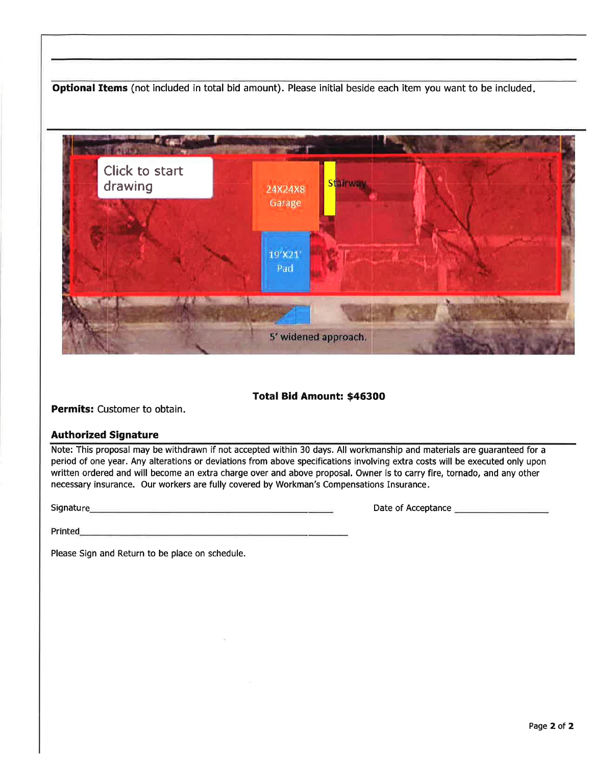**Optional Items** (not included in total bid amount). Please initial beside each item you want to be included.

Click to start drawing

24X24X8 Garage

Stairway

19'X21' Pad

5' widened approach.

**Total Bid Amount: $46300**

**Permits:** Customer to obtain.

## Authorized Signature

Note: This proposal may be withdrawn if not accepted within 30 days. All workmanship and materials are guaranteed for a period of one year. Any alterations or deviations from above specifications involving extra costs will be executed only upon written ordered and will become an extra charge over and above proposal. Owner is to carry fire, tornado, and any other necessary insurance. Our workers are fully covered by Workman's Compensations Insurance.

Signature_______________________________________________ Date of Acceptance ___________________

Printed_________________________________________________

Please Sign and Return to be place on schedule.